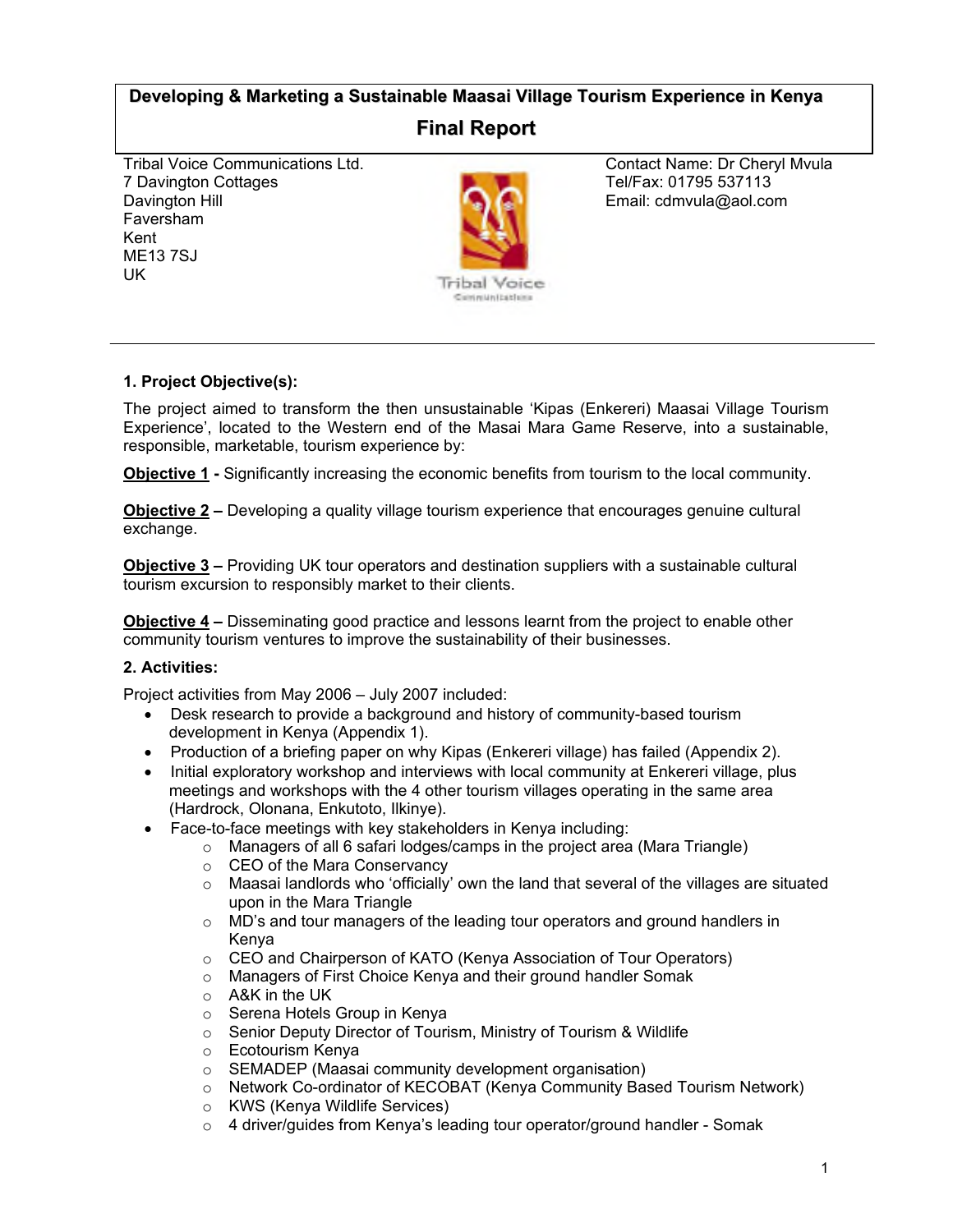**Developing & Marketing a Sustainable Maasai Village Tourism Experience in Kenya**

# Final Report

Tribal Voice Communications Ltd.
7 Davington Cottages
Davington Hill
Faversham
Kent
ME13 7SJ
UK

Contact Name: Dr Cheryl Mvula
Tel/Fax: 01795 537113
Email: cdmvula@aol.com

## 1. Project Objective(s):

The project aimed to transform the then unsustainable 'Kipas (Enkereri) Maasai Village Tourism Experience', located to the Western end of the Masai Mara Game Reserve, into a sustainable, responsible, marketable, tourism experience by:

**Objective 1 -** Significantly increasing the economic benefits from tourism to the local community.

**Objective 2 –** Developing a quality village tourism experience that encourages genuine cultural exchange.

**Objective 3 –** Providing UK tour operators and destination suppliers with a sustainable cultural tourism excursion to responsibly market to their clients.

**Objective 4 –** Disseminating good practice and lessons learnt from the project to enable other community tourism ventures to improve the sustainability of their businesses.

## 2. Activities:

Project activities from May 2006 – July 2007 included:

- Desk research to provide a background and history of community-based tourism development in Kenya (Appendix 1).
- Production of a briefing paper on why Kipas (Enkereri village) has failed (Appendix 2).
- Initial exploratory workshop and interviews with local community at Enkereri village, plus meetings and workshops with the 4 other tourism villages operating in the same area (Hardrock, Olonana, Enkutoto, Ilkinye).
- Face-to-face meetings with key stakeholders in Kenya including:
  - Managers of all 6 safari lodges/camps in the project area (Mara Triangle)
  - CEO of the Mara Conservancy
  - Maasai landlords who 'officially' own the land that several of the villages are situated upon in the Mara Triangle
  - MD's and tour managers of the leading tour operators and ground handlers in Kenya
  - CEO and Chairperson of KATO (Kenya Association of Tour Operators)
  - Managers of First Choice Kenya and their ground handler Somak
  - A&K in the UK
  - Serena Hotels Group in Kenya
  - Senior Deputy Director of Tourism, Ministry of Tourism & Wildlife
  - Ecotourism Kenya
  - SEMADEP (Maasai community development organisation)
  - Network Co-ordinator of KECOBAT (Kenya Community Based Tourism Network)
  - KWS (Kenya Wildlife Services)
  - 4 driver/guides from Kenya's leading tour operator/ground handler - Somak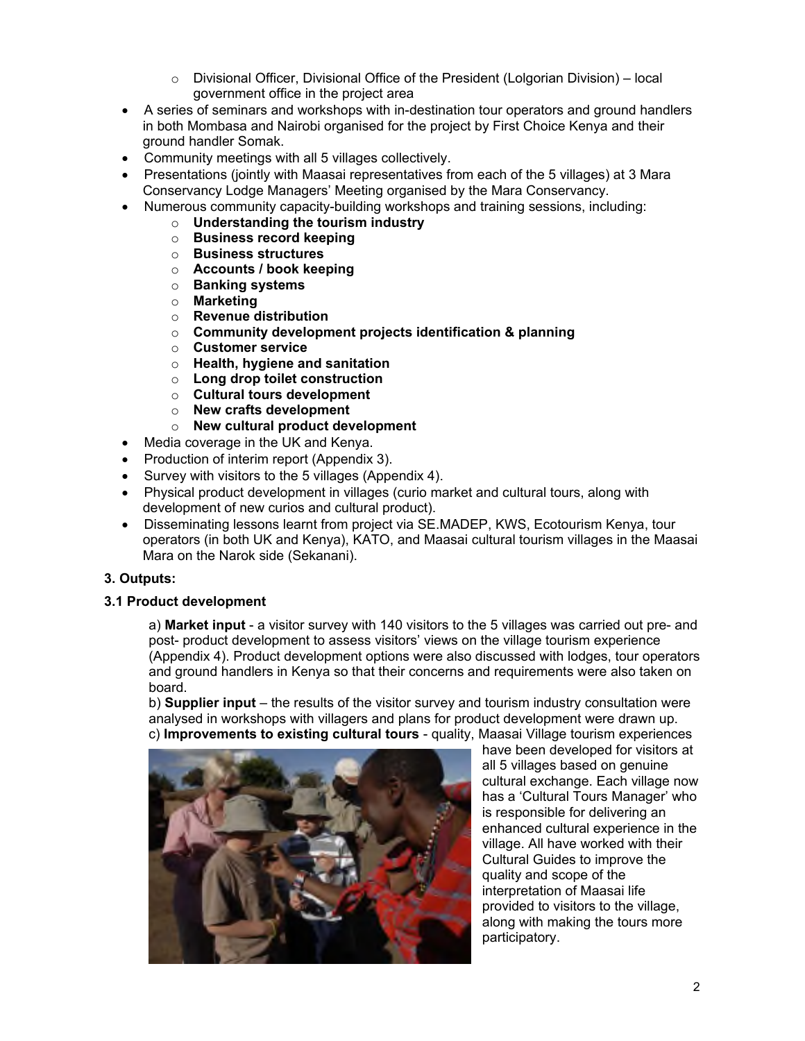- Divisional Officer, Divisional Office of the President (Lolgorian Division) – local government office in the project area
- A series of seminars and workshops with in-destination tour operators and ground handlers in both Mombasa and Nairobi organised for the project by First Choice Kenya and their ground handler Somak.
- Community meetings with all 5 villages collectively.
- Presentations (jointly with Maasai representatives from each of the 5 villages) at 3 Mara Conservancy Lodge Managers' Meeting organised by the Mara Conservancy.
- Numerous community capacity-building workshops and training sessions, including:
  - **Understanding the tourism industry**
  - **Business record keeping**
  - **Business structures**
  - **Accounts / book keeping**
  - **Banking systems**
  - **Marketing**
  - **Revenue distribution**
  - **Community development projects identification & planning**
  - **Customer service**
  - **Health, hygiene and sanitation**
  - **Long drop toilet construction**
  - **Cultural tours development**
  - **New crafts development**
  - **New cultural product development**
- Media coverage in the UK and Kenya.
- Production of interim report (Appendix 3).
- Survey with visitors to the 5 villages (Appendix 4).
- Physical product development in villages (curio market and cultural tours, along with development of new curios and cultural product).
- Disseminating lessons learnt from project via SE.MADEP, KWS, Ecotourism Kenya, tour operators (in both UK and Kenya), KATO, and Maasai cultural tourism villages in the Maasai Mara on the Narok side (Sekanani).

## 3. Outputs:

### 3.1 Product development

a) **Market input** - a visitor survey with 140 visitors to the 5 villages was carried out pre- and post- product development to assess visitors' views on the village tourism experience (Appendix 4). Product development options were also discussed with lodges, tour operators and ground handlers in Kenya so that their concerns and requirements were also taken on board.

b) **Supplier input** – the results of the visitor survey and tourism industry consultation were analysed in workshops with villagers and plans for product development were drawn up.

c) **Improvements to existing cultural tours** - quality, Maasai Village tourism experiences have been developed for visitors at all 5 villages based on genuine cultural exchange. Each village now has a 'Cultural Tours Manager' who is responsible for delivering an enhanced cultural experience in the village. All have worked with their Cultural Guides to improve the quality and scope of the interpretation of Maasai life provided to visitors to the village, along with making the tours more participatory.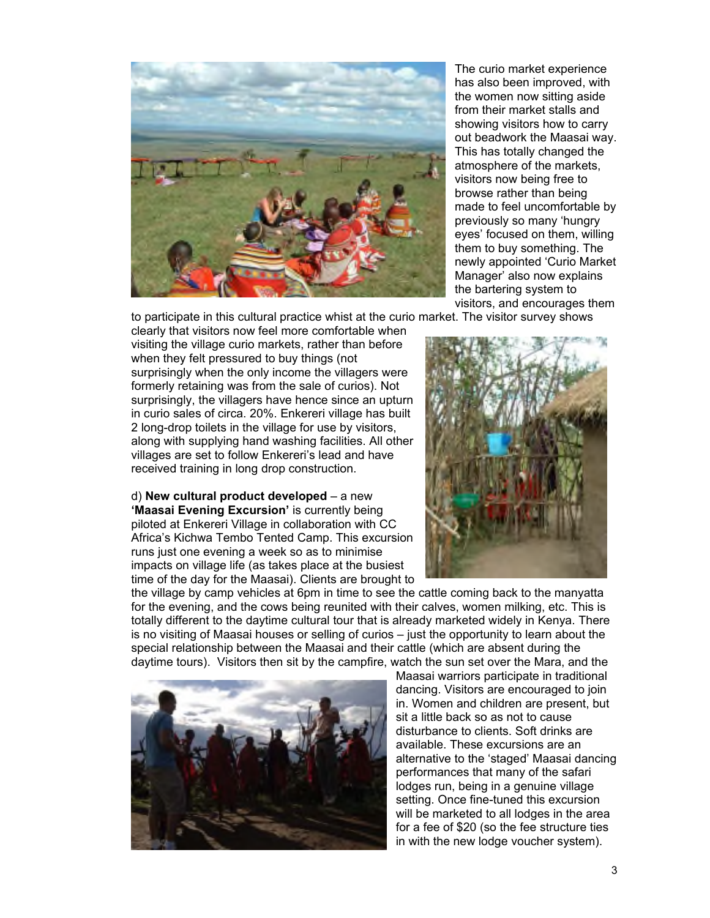The curio market experience has also been improved, with the women now sitting aside from their market stalls and showing visitors how to carry out beadwork the Maasai way. This has totally changed the atmosphere of the markets, visitors now being free to browse rather than being made to feel uncomfortable by previously so many 'hungry eyes' focused on them, willing them to buy something. The newly appointed 'Curio Market Manager' also now explains the bartering system to visitors, and encourages them to participate in this cultural practice whist at the curio market. The visitor survey shows clearly that visitors now feel more comfortable when visiting the village curio markets, rather than before when they felt pressured to buy things (not surprisingly when the only income the villagers were formerly retaining was from the sale of curios). Not surprisingly, the villagers have hence since an upturn in curio sales of circa. 20%. Enkereri village has built 2 long-drop toilets in the village for use by visitors, along with supplying hand washing facilities. All other villages are set to follow Enkereri's lead and have received training in long drop construction.

d) **New cultural product developed** – a new **'Maasai Evening Excursion'** is currently being piloted at Enkereri Village in collaboration with CC Africa's Kichwa Tembo Tented Camp. This excursion runs just one evening a week so as to minimise impacts on village life (as takes place at the busiest time of the day for the Maasai). Clients are brought to the village by camp vehicles at 6pm in time to see the cattle coming back to the manyatta for the evening, and the cows being reunited with their calves, women milking, etc. This is totally different to the daytime cultural tour that is already marketed widely in Kenya. There is no visiting of Maasai houses or selling of curios – just the opportunity to learn about the special relationship between the Maasai and their cattle (which are absent during the daytime tours). Visitors then sit by the campfire, watch the sun set over the Mara, and the Maasai warriors participate in traditional dancing. Visitors are encouraged to join in. Women and children are present, but sit a little back so as not to cause disturbance to clients. Soft drinks are available. These excursions are an alternative to the 'staged' Maasai dancing performances that many of the safari lodges run, being in a genuine village setting. Once fine-tuned this excursion will be marketed to all lodges in the area for a fee of $20 (so the fee structure ties in with the new lodge voucher system).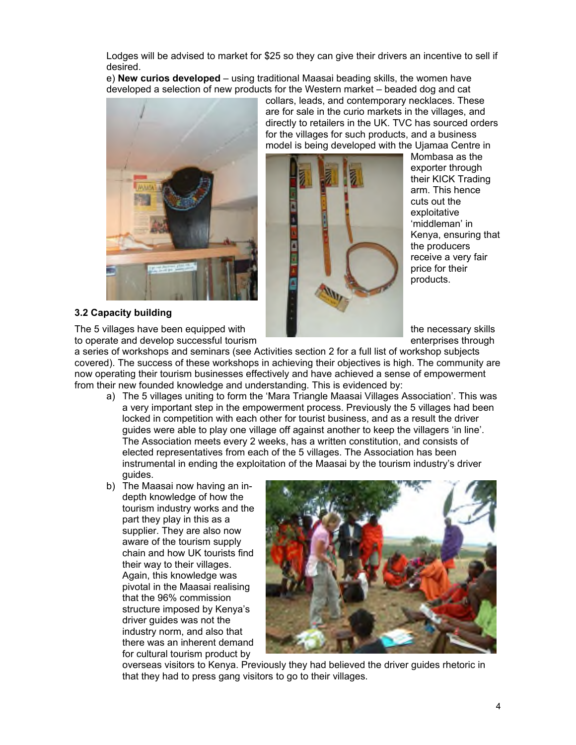Lodges will be advised to market for $25 so they can give their drivers an incentive to sell if desired.

e) **New curios developed** – using traditional Maasai beading skills, the women have developed a selection of new products for the Western market – beaded dog and cat collars, leads, and contemporary necklaces. These are for sale in the curio markets in the villages, and directly to retailers in the UK. TVC has sourced orders for the villages for such products, and a business model is being developed with the Ujamaa Centre in Mombasa as the exporter through their KICK Trading arm. This hence cuts out the exploitative 'middleman' in Kenya, ensuring that the producers receive a very fair price for their products.

### 3.2 Capacity building

The 5 villages have been equipped with the necessary skills to operate and develop successful tourism enterprises through a series of workshops and seminars (see Activities section 2 for a full list of workshop subjects covered). The success of these workshops in achieving their objectives is high. The community are now operating their tourism businesses effectively and have achieved a sense of empowerment from their new founded knowledge and understanding. This is evidenced by:

a) The 5 villages uniting to form the 'Mara Triangle Maasai Villages Association'. This was a very important step in the empowerment process. Previously the 5 villages had been locked in competition with each other for tourist business, and as a result the driver guides were able to play one village off against another to keep the villagers 'in line'. The Association meets every 2 weeks, has a written constitution, and consists of elected representatives from each of the 5 villages. The Association has been instrumental in ending the exploitation of the Maasai by the tourism industry's driver guides.

b) The Maasai now having an in-depth knowledge of how the tourism industry works and the part they play in this as a supplier. They are also now aware of the tourism supply chain and how UK tourists find their way to their villages. Again, this knowledge was pivotal in the Maasai realising that the 96% commission structure imposed by Kenya's driver guides was not the industry norm, and also that there was an inherent demand for cultural tourism product by overseas visitors to Kenya. Previously they had believed the driver guides rhetoric in that they had to press gang visitors to go to their villages.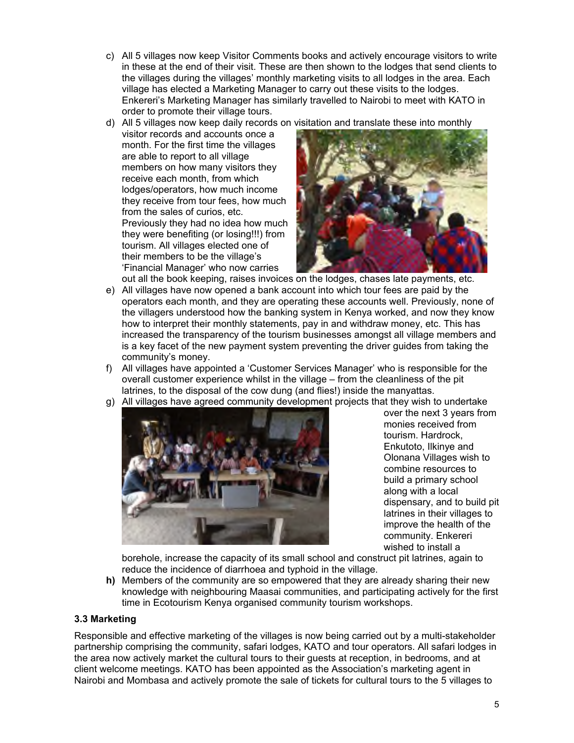c) All 5 villages now keep Visitor Comments books and actively encourage visitors to write in these at the end of their visit. These are then shown to the lodges that send clients to the villages during the villages' monthly marketing visits to all lodges in the area. Each village has elected a Marketing Manager to carry out these visits to the lodges. Enkereri's Marketing Manager has similarly travelled to Nairobi to meet with KATO in order to promote their village tours.

d) All 5 villages now keep daily records on visitation and translate these into monthly visitor records and accounts once a month. For the first time the villages are able to report to all village members on how many visitors they receive each month, from which lodges/operators, how much income they receive from tour fees, how much from the sales of curios, etc. Previously they had no idea how much they were benefiting (or losing!!!) from tourism. All villages elected one of their members to be the village's 'Financial Manager' who now carries out all the book keeping, raises invoices on the lodges, chases late payments, etc.

e) All villages have now opened a bank account into which tour fees are paid by the operators each month, and they are operating these accounts well. Previously, none of the villagers understood how the banking system in Kenya worked, and now they know how to interpret their monthly statements, pay in and withdraw money, etc. This has increased the transparency of the tourism businesses amongst all village members and is a key facet of the new payment system preventing the driver guides from taking the community's money.

f) All villages have appointed a 'Customer Services Manager' who is responsible for the overall customer experience whilst in the village – from the cleanliness of the pit latrines, to the disposal of the cow dung (and flies!) inside the manyattas.

g) All villages have agreed community development projects that they wish to undertake over the next 3 years from monies received from tourism. Hardrock, Enkutoto, Ilkinye and Olonana Villages wish to combine resources to build a primary school along with a local dispensary, and to build pit latrines in their villages to improve the health of the community. Enkereri wished to install a borehole, increase the capacity of its small school and construct pit latrines, again to reduce the incidence of diarrhoea and typhoid in the village.

**h)** Members of the community are so empowered that they are already sharing their new knowledge with neighbouring Maasai communities, and participating actively for the first time in Ecotourism Kenya organised community tourism workshops.

### 3.3 Marketing

Responsible and effective marketing of the villages is now being carried out by a multi-stakeholder partnership comprising the community, safari lodges, KATO and tour operators. All safari lodges in the area now actively market the cultural tours to their guests at reception, in bedrooms, and at client welcome meetings. KATO has been appointed as the Association's marketing agent in Nairobi and Mombasa and actively promote the sale of tickets for cultural tours to the 5 villages to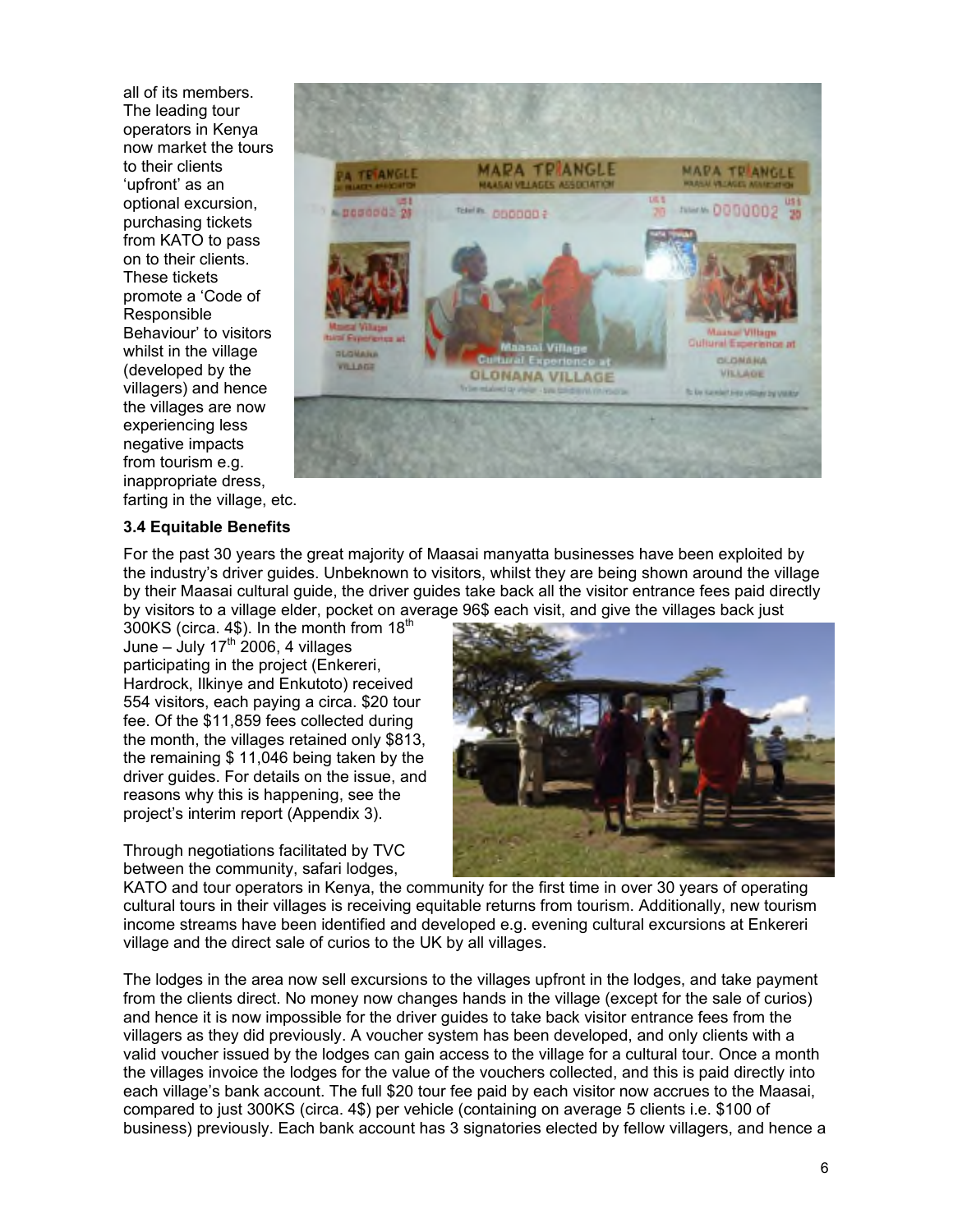all of its members. The leading tour operators in Kenya now market the tours to their clients 'upfront' as an optional excursion, purchasing tickets from KATO to pass on to their clients. These tickets promote a 'Code of Responsible Behaviour' to visitors whilst in the village (developed by the villagers) and hence the villages are now experiencing less negative impacts from tourism e.g. inappropriate dress, farting in the village, etc.

### 3.4 Equitable Benefits

For the past 30 years the great majority of Maasai manyatta businesses have been exploited by the industry's driver guides. Unbeknown to visitors, whilst they are being shown around the village by their Maasai cultural guide, the driver guides take back all the visitor entrance fees paid directly by visitors to a village elder, pocket on average 96$ each visit, and give the villages back just 300KS (circa. 4$). In the month from 18th June – July 17th 2006, 4 villages participating in the project (Enkereri, Hardrock, Ilkinye and Enkutoto) received 554 visitors, each paying a circa. $20 tour fee. Of the $11,859 fees collected during the month, the villages retained only $813, the remaining $ 11,046 being taken by the driver guides. For details on the issue, and reasons why this is happening, see the project's interim report (Appendix 3).

Through negotiations facilitated by TVC between the community, safari lodges, KATO and tour operators in Kenya, the community for the first time in over 30 years of operating cultural tours in their villages is receiving equitable returns from tourism. Additionally, new tourism income streams have been identified and developed e.g. evening cultural excursions at Enkereri village and the direct sale of curios to the UK by all villages.

The lodges in the area now sell excursions to the villages upfront in the lodges, and take payment from the clients direct. No money now changes hands in the village (except for the sale of curios) and hence it is now impossible for the driver guides to take back visitor entrance fees from the villagers as they did previously. A voucher system has been developed, and only clients with a valid voucher issued by the lodges can gain access to the village for a cultural tour. Once a month the villages invoice the lodges for the value of the vouchers collected, and this is paid directly into each village's bank account. The full $20 tour fee paid by each visitor now accrues to the Maasai, compared to just 300KS (circa. 4$) per vehicle (containing on average 5 clients i.e. $100 of business) previously. Each bank account has 3 signatories elected by fellow villagers, and hence a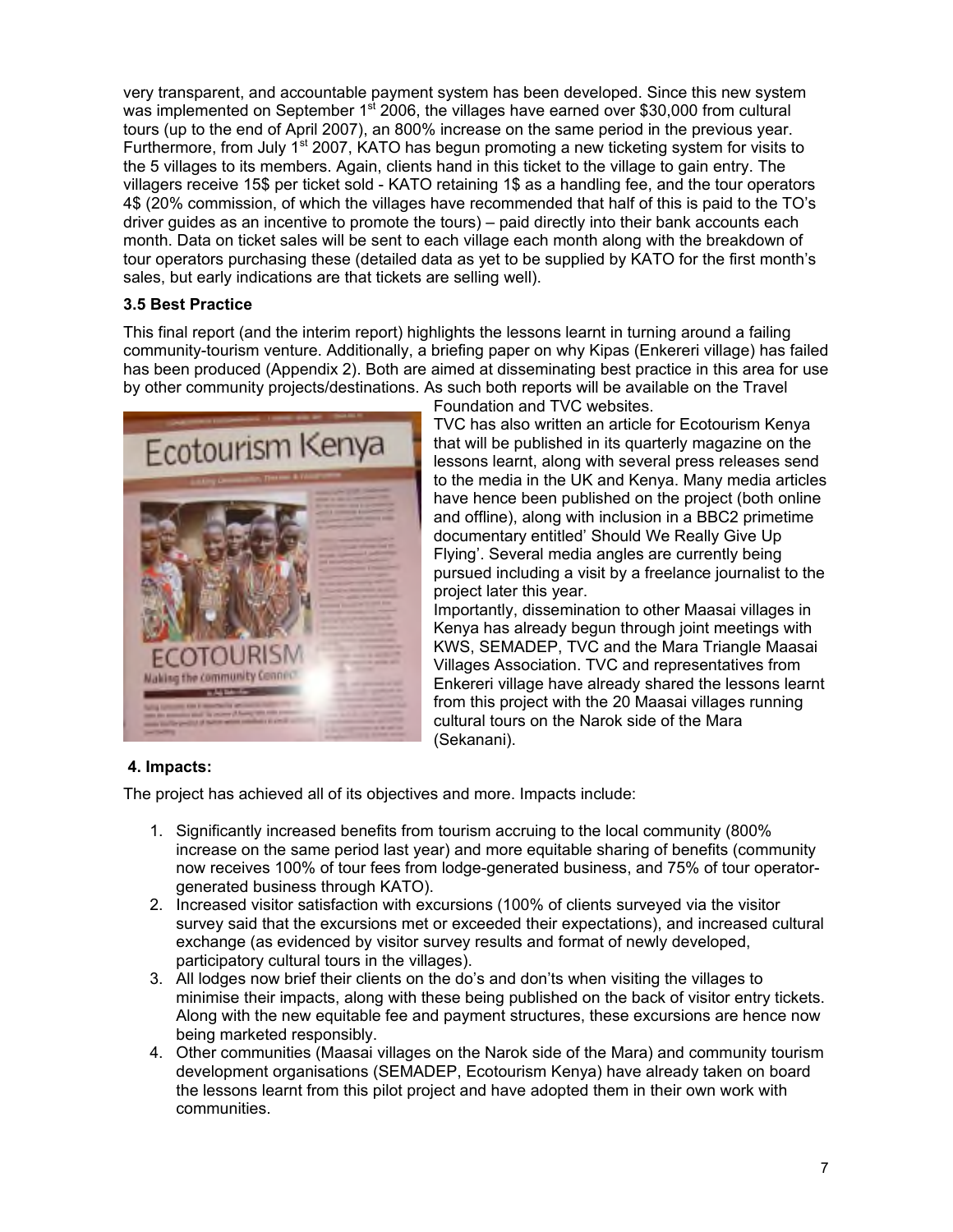very transparent, and accountable payment system has been developed. Since this new system was implemented on September 1st 2006, the villages have earned over $30,000 from cultural tours (up to the end of April 2007), an 800% increase on the same period in the previous year. Furthermore, from July 1st 2007, KATO has begun promoting a new ticketing system for visits to the 5 villages to its members. Again, clients hand in this ticket to the village to gain entry. The villagers receive 15$ per ticket sold - KATO retaining 1$ as a handling fee, and the tour operators 4$ (20% commission, of which the villages have recommended that half of this is paid to the TO's driver guides as an incentive to promote the tours) – paid directly into their bank accounts each month. Data on ticket sales will be sent to each village each month along with the breakdown of tour operators purchasing these (detailed data as yet to be supplied by KATO for the first month's sales, but early indications are that tickets are selling well).

**3.5 Best Practice**

This final report (and the interim report) highlights the lessons learnt in turning around a failing community-tourism venture. Additionally, a briefing paper on why Kipas (Enkereri village) has failed has been produced (Appendix 2). Both are aimed at disseminating best practice in this area for use by other community projects/destinations. As such both reports will be available on the Travel Foundation and TVC websites.

TVC has also written an article for Ecotourism Kenya that will be published in its quarterly magazine on the lessons learnt, along with several press releases send to the media in the UK and Kenya. Many media articles have hence been published on the project (both online and offline), along with inclusion in a BBC2 primetime documentary entitled' Should We Really Give Up Flying'. Several media angles are currently being pursued including a visit by a freelance journalist to the project later this year.

Importantly, dissemination to other Maasai villages in Kenya has already begun through joint meetings with KWS, SEMADEP, TVC and the Mara Triangle Maasai Villages Association. TVC and representatives from Enkereri village have already shared the lessons learnt from this project with the 20 Maasai villages running cultural tours on the Narok side of the Mara (Sekanani).

**4. Impacts:**

The project has achieved all of its objectives and more. Impacts include:

1. Significantly increased benefits from tourism accruing to the local community (800% increase on the same period last year) and more equitable sharing of benefits (community now receives 100% of tour fees from lodge-generated business, and 75% of tour operator-generated business through KATO).
2. Increased visitor satisfaction with excursions (100% of clients surveyed via the visitor survey said that the excursions met or exceeded their expectations), and increased cultural exchange (as evidenced by visitor survey results and format of newly developed, participatory cultural tours in the villages).
3. All lodges now brief their clients on the do's and don'ts when visiting the villages to minimise their impacts, along with these being published on the back of visitor entry tickets. Along with the new equitable fee and payment structures, these excursions are hence now being marketed responsibly.
4. Other communities (Maasai villages on the Narok side of the Mara) and community tourism development organisations (SEMADEP, Ecotourism Kenya) have already taken on board the lessons learnt from this pilot project and have adopted them in their own work with communities.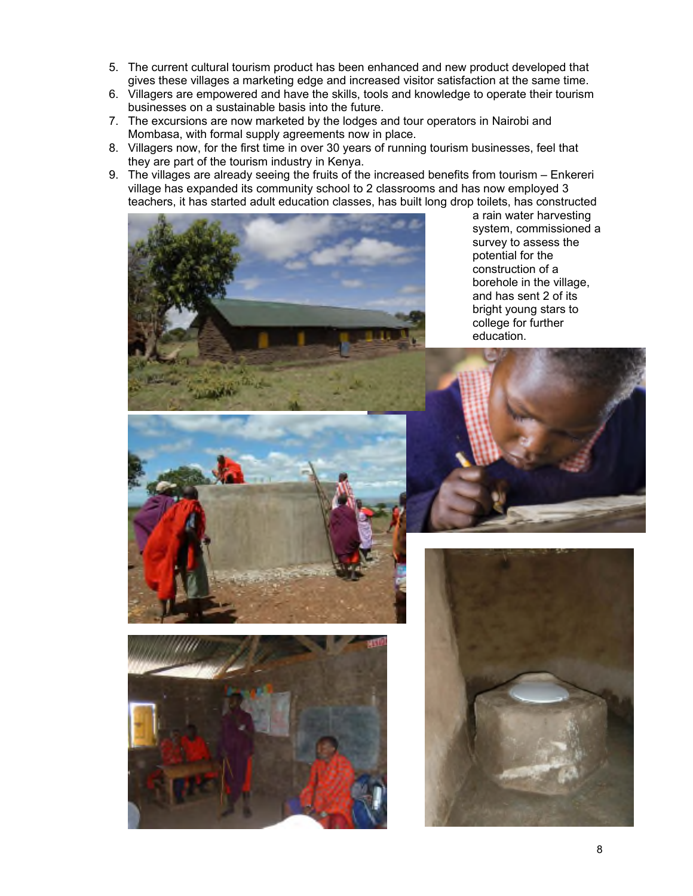5. The current cultural tourism product has been enhanced and new product developed that gives these villages a marketing edge and increased visitor satisfaction at the same time.
6. Villagers are empowered and have the skills, tools and knowledge to operate their tourism businesses on a sustainable basis into the future.
7. The excursions are now marketed by the lodges and tour operators in Nairobi and Mombasa, with formal supply agreements now in place.
8. Villagers now, for the first time in over 30 years of running tourism businesses, feel that they are part of the tourism industry in Kenya.
9. The villages are already seeing the fruits of the increased benefits from tourism – Enkereri village has expanded its community school to 2 classrooms and has now employed 3 teachers, it has started adult education classes, has built long drop toilets, has constructed a rain water harvesting system, commissioned a survey to assess the potential for the construction of a borehole in the village, and has sent 2 of its bright young stars to college for further education.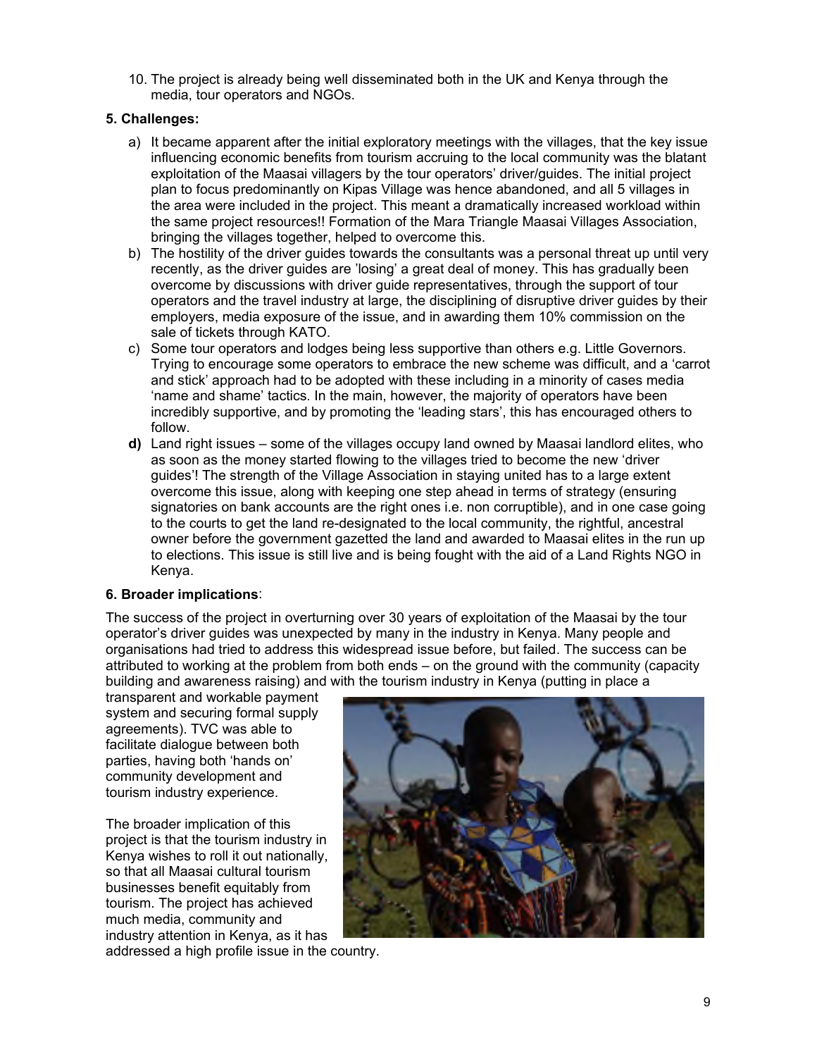10. The project is already being well disseminated both in the UK and Kenya through the media, tour operators and NGOs.

**5. Challenges:**

a) It became apparent after the initial exploratory meetings with the villages, that the key issue influencing economic benefits from tourism accruing to the local community was the blatant exploitation of the Maasai villagers by the tour operators' driver/guides. The initial project plan to focus predominantly on Kipas Village was hence abandoned, and all 5 villages in the area were included in the project. This meant a dramatically increased workload within the same project resources!! Formation of the Mara Triangle Maasai Villages Association, bringing the villages together, helped to overcome this.

b) The hostility of the driver guides towards the consultants was a personal threat up until very recently, as the driver guides are 'losing' a great deal of money. This has gradually been overcome by discussions with driver guide representatives, through the support of tour operators and the travel industry at large, the disciplining of disruptive driver guides by their employers, media exposure of the issue, and in awarding them 10% commission on the sale of tickets through KATO.

c) Some tour operators and lodges being less supportive than others e.g. Little Governors. Trying to encourage some operators to embrace the new scheme was difficult, and a 'carrot and stick' approach had to be adopted with these including in a minority of cases media 'name and shame' tactics. In the main, however, the majority of operators have been incredibly supportive, and by promoting the 'leading stars', this has encouraged others to follow.

**d)** Land right issues – some of the villages occupy land owned by Maasai landlord elites, who as soon as the money started flowing to the villages tried to become the new 'driver guides'! The strength of the Village Association in staying united has to a large extent overcome this issue, along with keeping one step ahead in terms of strategy (ensuring signatories on bank accounts are the right ones i.e. non corruptible), and in one case going to the courts to get the land re-designated to the local community, the rightful, ancestral owner before the government gazetted the land and awarded to Maasai elites in the run up to elections. This issue is still live and is being fought with the aid of a Land Rights NGO in Kenya.

**6. Broader implications**:

The success of the project in overturning over 30 years of exploitation of the Maasai by the tour operator's driver guides was unexpected by many in the industry in Kenya. Many people and organisations had tried to address this widespread issue before, but failed. The success can be attributed to working at the problem from both ends – on the ground with the community (capacity building and awareness raising) and with the tourism industry in Kenya (putting in place a transparent and workable payment system and securing formal supply agreements). TVC was able to facilitate dialogue between both parties, having both 'hands on' community development and tourism industry experience.

The broader implication of this project is that the tourism industry in Kenya wishes to roll it out nationally, so that all Maasai cultural tourism businesses benefit equitably from tourism. The project has achieved much media, community and industry attention in Kenya, as it has addressed a high profile issue in the country.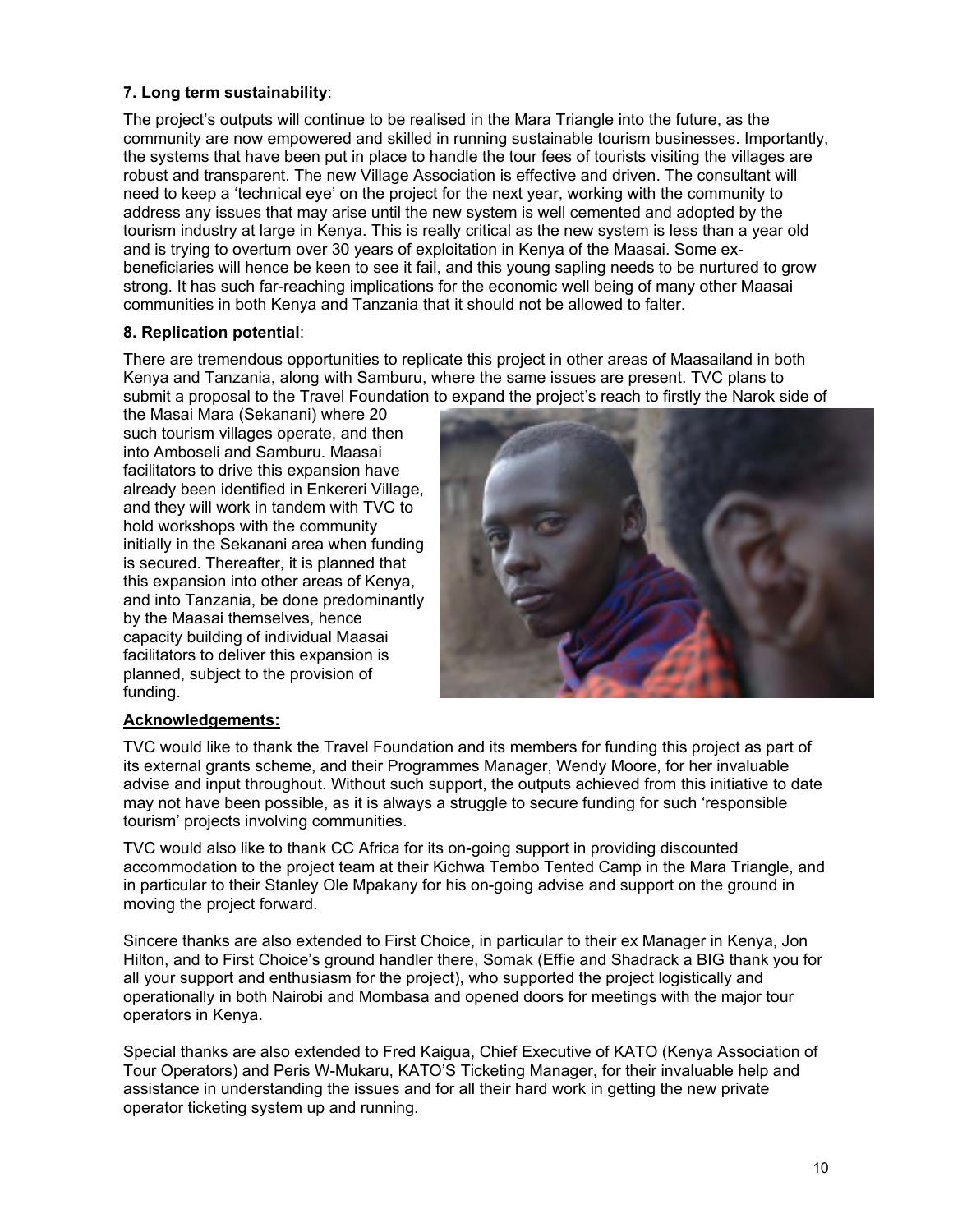**7. Long term sustainability**:

The project's outputs will continue to be realised in the Mara Triangle into the future, as the community are now empowered and skilled in running sustainable tourism businesses. Importantly, the systems that have been put in place to handle the tour fees of tourists visiting the villages are robust and transparent. The new Village Association is effective and driven. The consultant will need to keep a 'technical eye' on the project for the next year, working with the community to address any issues that may arise until the new system is well cemented and adopted by the tourism industry at large in Kenya. This is really critical as the new system is less than a year old and is trying to overturn over 30 years of exploitation in Kenya of the Maasai. Some ex-beneficiaries will hence be keen to see it fail, and this young sapling needs to be nurtured to grow strong. It has such far-reaching implications for the economic well being of many other Maasai communities in both Kenya and Tanzania that it should not be allowed to falter.

**8. Replication potential**:

There are tremendous opportunities to replicate this project in other areas of Maasailand in both Kenya and Tanzania, along with Samburu, where the same issues are present. TVC plans to submit a proposal to the Travel Foundation to expand the project's reach to firstly the Narok side of the Masai Mara (Sekanani) where 20 such tourism villages operate, and then into Amboseli and Samburu. Maasai facilitators to drive this expansion have already been identified in Enkereri Village, and they will work in tandem with TVC to hold workshops with the community initially in the Sekanani area when funding is secured. Thereafter, it is planned that this expansion into other areas of Kenya, and into Tanzania, be done predominantly by the Maasai themselves, hence capacity building of individual Maasai facilitators to deliver this expansion is planned, subject to the provision of funding.

**Acknowledgements:**

TVC would like to thank the Travel Foundation and its members for funding this project as part of its external grants scheme, and their Programmes Manager, Wendy Moore, for her invaluable advise and input throughout. Without such support, the outputs achieved from this initiative to date may not have been possible, as it is always a struggle to secure funding for such 'responsible tourism' projects involving communities.

TVC would also like to thank CC Africa for its on-going support in providing discounted accommodation to the project team at their Kichwa Tembo Tented Camp in the Mara Triangle, and in particular to their Stanley Ole Mpakany for his on-going advise and support on the ground in moving the project forward.

Sincere thanks are also extended to First Choice, in particular to their ex Manager in Kenya, Jon Hilton, and to First Choice's ground handler there, Somak (Effie and Shadrack a BIG thank you for all your support and enthusiasm for the project), who supported the project logistically and operationally in both Nairobi and Mombasa and opened doors for meetings with the major tour operators in Kenya.

Special thanks are also extended to Fred Kaigua, Chief Executive of KATO (Kenya Association of Tour Operators) and Peris W-Mukaru, KATO'S Ticketing Manager, for their invaluable help and assistance in understanding the issues and for all their hard work in getting the new private operator ticketing system up and running.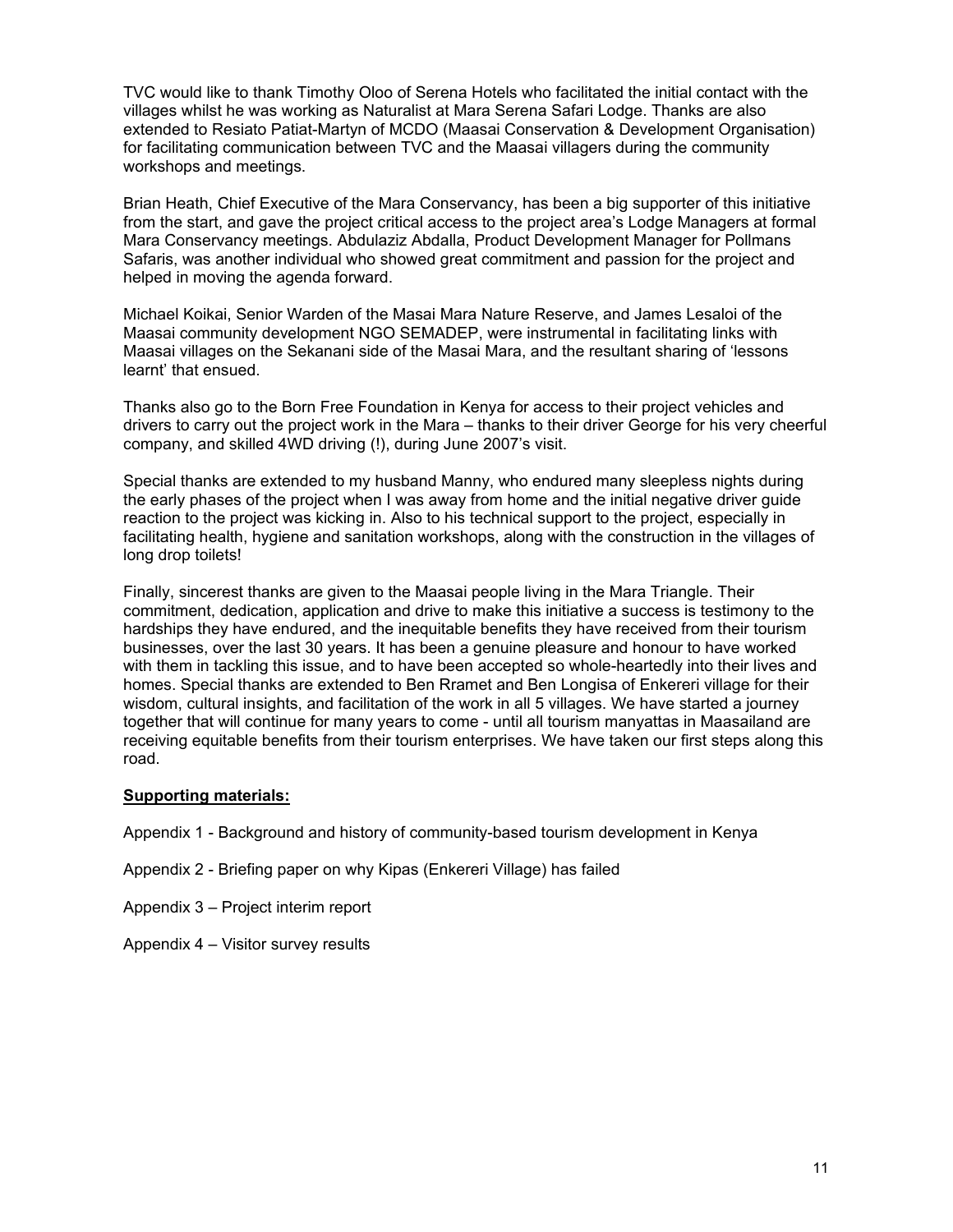TVC would like to thank Timothy Oloo of Serena Hotels who facilitated the initial contact with the villages whilst he was working as Naturalist at Mara Serena Safari Lodge. Thanks are also extended to Resiato Patiat-Martyn of MCDO (Maasai Conservation & Development Organisation) for facilitating communication between TVC and the Maasai villagers during the community workshops and meetings.

Brian Heath, Chief Executive of the Mara Conservancy, has been a big supporter of this initiative from the start, and gave the project critical access to the project area's Lodge Managers at formal Mara Conservancy meetings. Abdulaziz Abdalla, Product Development Manager for Pollmans Safaris, was another individual who showed great commitment and passion for the project and helped in moving the agenda forward.

Michael Koikai, Senior Warden of the Masai Mara Nature Reserve, and James Lesaloi of the Maasai community development NGO SEMADEP, were instrumental in facilitating links with Maasai villages on the Sekanani side of the Masai Mara, and the resultant sharing of 'lessons learnt' that ensued.

Thanks also go to the Born Free Foundation in Kenya for access to their project vehicles and drivers to carry out the project work in the Mara – thanks to their driver George for his very cheerful company, and skilled 4WD driving (!), during June 2007's visit.

Special thanks are extended to my husband Manny, who endured many sleepless nights during the early phases of the project when I was away from home and the initial negative driver guide reaction to the project was kicking in. Also to his technical support to the project, especially in facilitating health, hygiene and sanitation workshops, along with the construction in the villages of long drop toilets!

Finally, sincerest thanks are given to the Maasai people living in the Mara Triangle. Their commitment, dedication, application and drive to make this initiative a success is testimony to the hardships they have endured, and the inequitable benefits they have received from their tourism businesses, over the last 30 years. It has been a genuine pleasure and honour to have worked with them in tackling this issue, and to have been accepted so whole-heartedly into their lives and homes. Special thanks are extended to Ben Rramet and Ben Longisa of Enkereri village for their wisdom, cultural insights, and facilitation of the work in all 5 villages. We have started a journey together that will continue for many years to come - until all tourism manyattas in Maasailand are receiving equitable benefits from their tourism enterprises. We have taken our first steps along this road.

**Supporting materials:**

Appendix 1 - Background and history of community-based tourism development in Kenya

Appendix 2 - Briefing paper on why Kipas (Enkereri Village) has failed

Appendix 3 – Project interim report

Appendix 4 – Visitor survey results